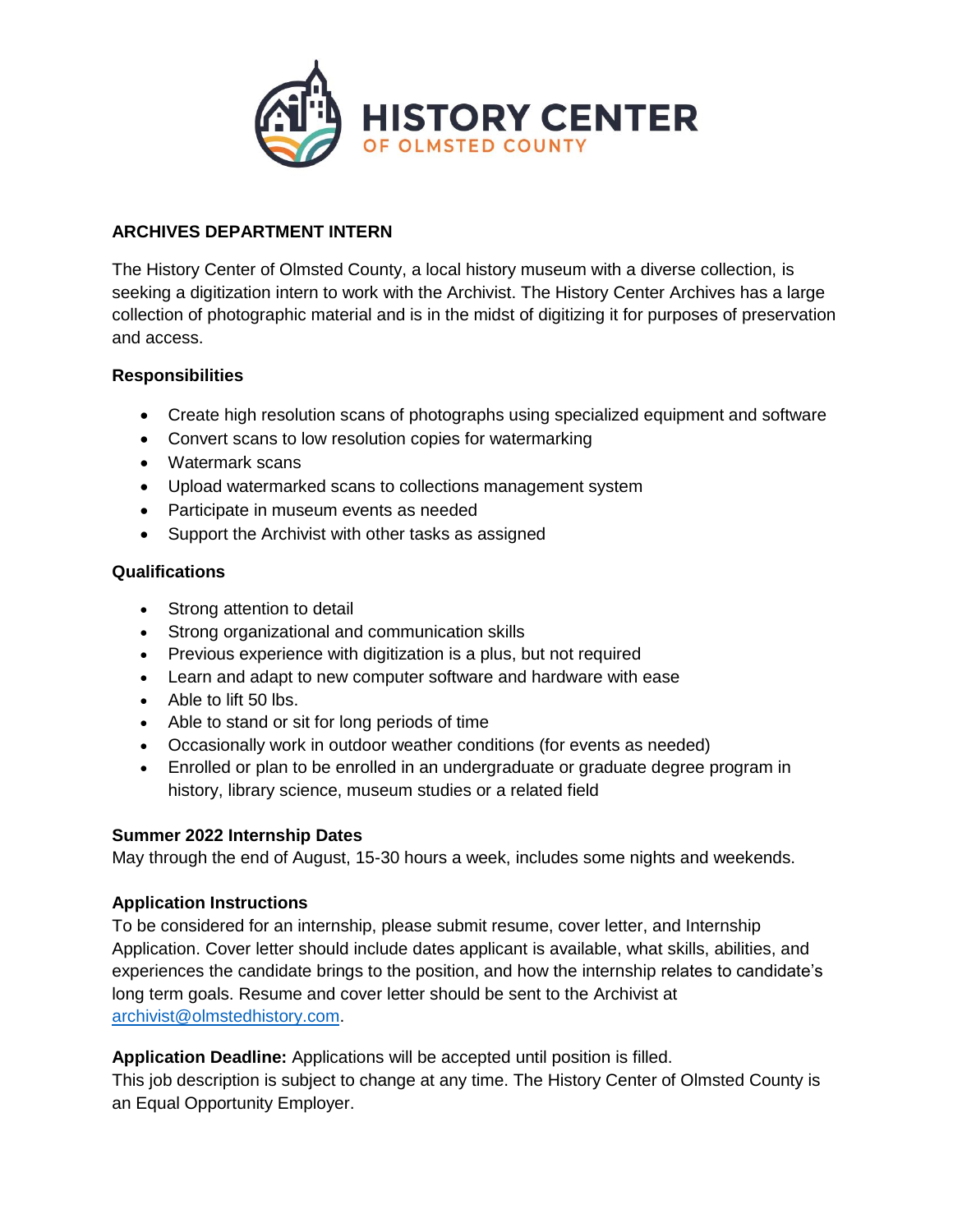# HISTORY CENTER OF OLMSTED COUNTY

## ARCHIVES DEPARTMENT INTERN

The History Center of Olmsted County, a local history museum with a diverse collection, is seeking a digitization intern to work with the Archivist. The History Center Archives has a large collection of photographic material and is in the midst of digitizing it for purposes of preservation and access.

### Responsibilities

- Create high resolution scans of photographs using specialized equipment and software
- Convert scans to low resolution copies for watermarking
- Watermark scans
- Upload watermarked scans to collections management system
- Participate in museum events as needed
- Support the Archivist with other tasks as assigned

### Qualifications

- Strong attention to detail
- Strong organizational and communication skills
- Previous experience with digitization is a plus, but not required
- Learn and adapt to new computer software and hardware with ease
- Able to lift 50 lbs.
- Able to stand or sit for long periods of time
- Occasionally work in outdoor weather conditions (for events as needed)
- Enrolled or plan to be enrolled in an undergraduate or graduate degree program in history, library science, museum studies or a related field

### Summer 2022 Internship Dates

May through the end of August, 15-30 hours a week, includes some nights and weekends.

### Application Instructions

To be considered for an internship, please submit resume, cover letter, and Internship Application. Cover letter should include dates applicant is available, what skills, abilities, and experiences the candidate brings to the position, and how the internship relates to candidate's long term goals. Resume and cover letter should be sent to the Archivist at archivist@olmstedhistory.com.

**Application Deadline:** Applications will be accepted until position is filled.
This job description is subject to change at any time. The History Center of Olmsted County is an Equal Opportunity Employer.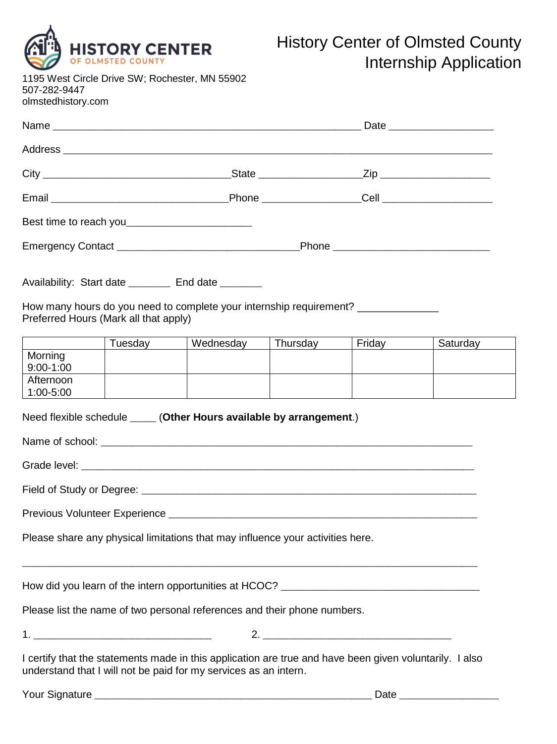HISTORY CENTER
OF OLMSTED COUNTY

# History Center of Olmsted County Internship Application

1195 West Circle Drive SW; Rochester, MN 55902
507-282-9447
olmstedhistory.com

Name ________________________________________________________ Date ___________________

Address ______________________________________________________________________________

City _________________________________State __________________Zip ____________________

Email ________________________________Phone _________________Cell ____________________

Best time to reach you______________________

Emergency Contact _________________________________Phone ____________________________

Availability: Start date _______ End date _______

How many hours do you need to complete your internship requirement? ______________
Preferred Hours (Mark all that apply)

| | Tuesday | Wednesday | Thursday | Friday | Saturday |
|---|---|---|---|---|---|
| Morning 9:00-1:00 | | | | | |
| Afternoon 1:00-5:00 | | | | | |

Need flexible schedule _____ (**Other Hours available by arrangement**.)

Name of school: ___________________________________________________________________

Grade level: ______________________________________________________________________

Field of Study or Degree: ___________________________________________________________

Previous Volunteer Experience ______________________________________________________

Please share any physical limitations that may influence your activities here.

_____________________________________________________________________________

How did you learn of the intern opportunities at HCOC? ____________________________________

Please list the name of two personal references and their phone numbers.

1. ________________________________ 2. __________________________________

I certify that the statements made in this application are true and have been given voluntarily. I also understand that I will not be paid for my services as an intern.

Your Signature __________________________________________________ Date _________________